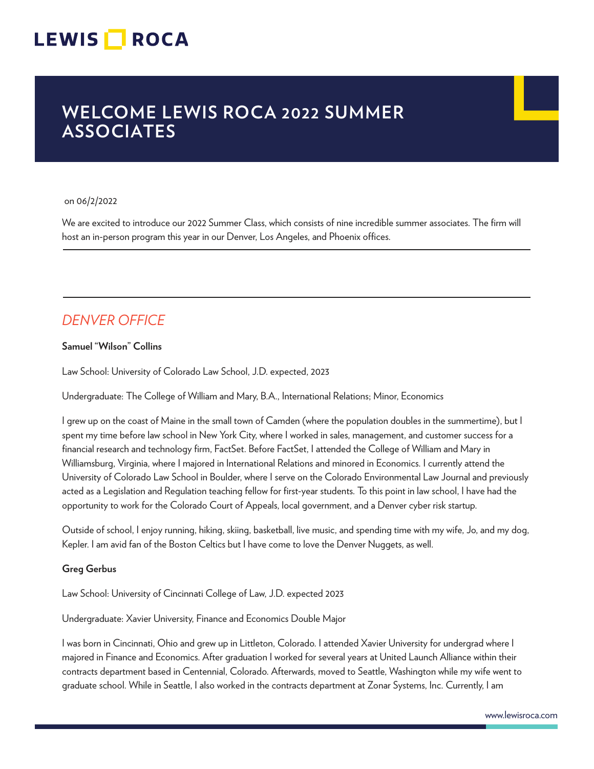# WELCOME LEWIS ROCA 2022 SUMMER ASSOCIATES

on 06/2/2022

We are excited to introduce our 2022 Summer Class, which consists of nine incredible summer associates. The firm will host an in-person program this year in our Denver, Los Angeles, and Phoenix offices.

---

---

## *DENVER OFFICE*

**Samuel "Wilson" Collins**

Law School: University of Colorado Law School, J.D. expected, 2023

Undergraduate: The College of William and Mary, B.A., International Relations; Minor, Economics

I grew up on the coast of Maine in the small town of Camden (where the population doubles in the summertime), but I spent my time before law school in New York City, where I worked in sales, management, and customer success for a financial research and technology firm, FactSet. Before FactSet, I attended the College of William and Mary in Williamsburg, Virginia, where I majored in International Relations and minored in Economics. I currently attend the University of Colorado Law School in Boulder, where I serve on the Colorado Environmental Law Journal and previously acted as a Legislation and Regulation teaching fellow for first-year students. To this point in law school, I have had the opportunity to work for the Colorado Court of Appeals, local government, and a Denver cyber risk startup.

Outside of school, I enjoy running, hiking, skiing, basketball, live music, and spending time with my wife, Jo, and my dog, Kepler. I am avid fan of the Boston Celtics but I have come to love the Denver Nuggets, as well.

**Greg Gerbus**

Law School: University of Cincinnati College of Law, J.D. expected 2023

Undergraduate: Xavier University, Finance and Economics Double Major

I was born in Cincinnati, Ohio and grew up in Littleton, Colorado. I attended Xavier University for undergrad where I majored in Finance and Economics. After graduation I worked for several years at United Launch Alliance within their contracts department based in Centennial, Colorado. Afterwards, moved to Seattle, Washington while my wife went to graduate school. While in Seattle, I also worked in the contracts department at Zonar Systems, Inc. Currently, I am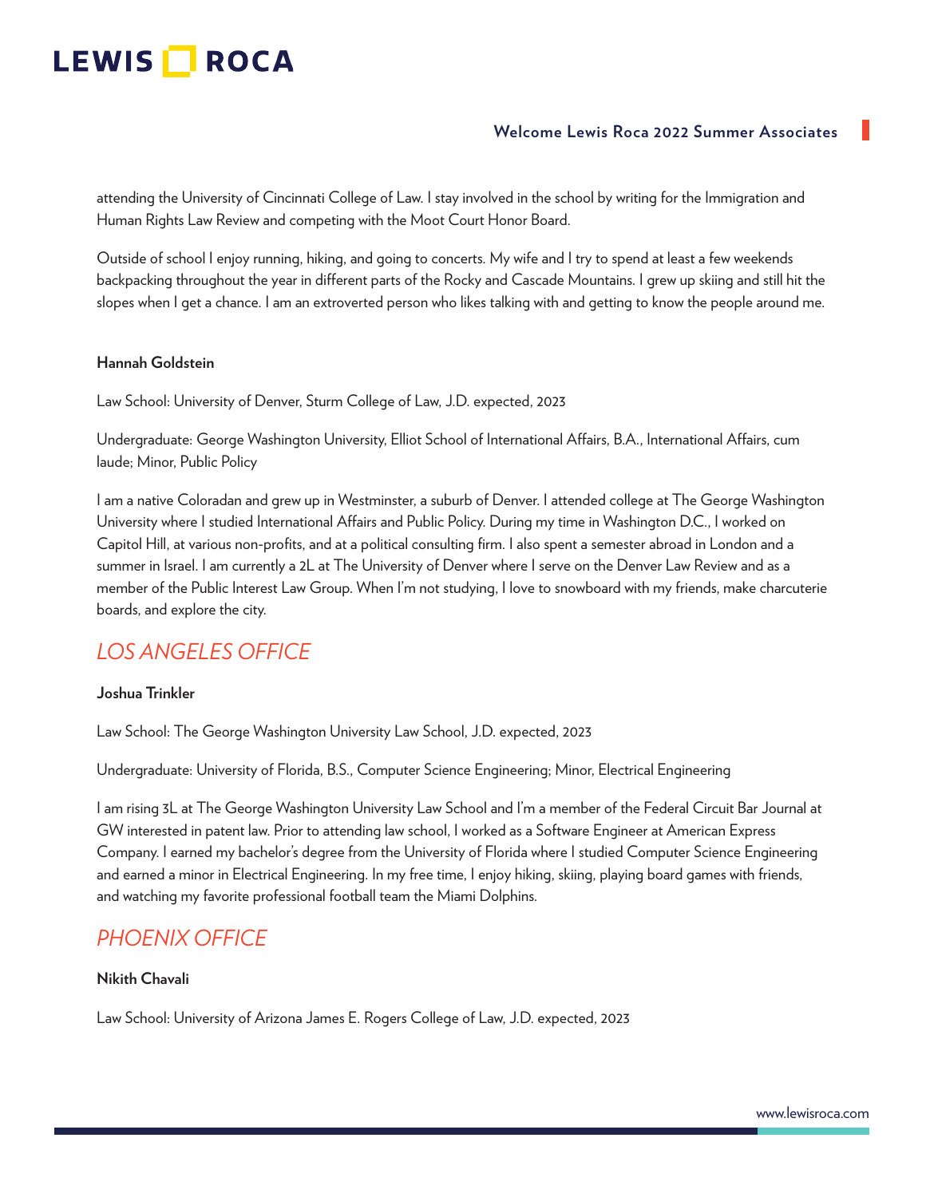attending the University of Cincinnati College of Law. I stay involved in the school by writing for the Immigration and Human Rights Law Review and competing with the Moot Court Honor Board.

Outside of school I enjoy running, hiking, and going to concerts. My wife and I try to spend at least a few weekends backpacking throughout the year in different parts of the Rocky and Cascade Mountains. I grew up skiing and still hit the slopes when I get a chance. I am an extroverted person who likes talking with and getting to know the people around me.

**Hannah Goldstein**

Law School: University of Denver, Sturm College of Law, J.D. expected, 2023

Undergraduate: George Washington University, Elliot School of International Affairs, B.A., International Affairs, cum laude; Minor, Public Policy

I am a native Coloradan and grew up in Westminster, a suburb of Denver. I attended college at The George Washington University where I studied International Affairs and Public Policy. During my time in Washington D.C., I worked on Capitol Hill, at various non-profits, and at a political consulting firm. I also spent a semester abroad in London and a summer in Israel. I am currently a 2L at The University of Denver where I serve on the Denver Law Review and as a member of the Public Interest Law Group. When I'm not studying, I love to snowboard with my friends, make charcuterie boards, and explore the city.

## *LOS ANGELES OFFICE*

**Joshua Trinkler**

Law School: The George Washington University Law School, J.D. expected, 2023

Undergraduate: University of Florida, B.S., Computer Science Engineering; Minor, Electrical Engineering

I am rising 3L at The George Washington University Law School and I'm a member of the Federal Circuit Bar Journal at GW interested in patent law. Prior to attending law school, I worked as a Software Engineer at American Express Company. I earned my bachelor's degree from the University of Florida where I studied Computer Science Engineering and earned a minor in Electrical Engineering. In my free time, I enjoy hiking, skiing, playing board games with friends, and watching my favorite professional football team the Miami Dolphins.

## *PHOENIX OFFICE*

**Nikith Chavali**

Law School: University of Arizona James E. Rogers College of Law, J.D. expected, 2023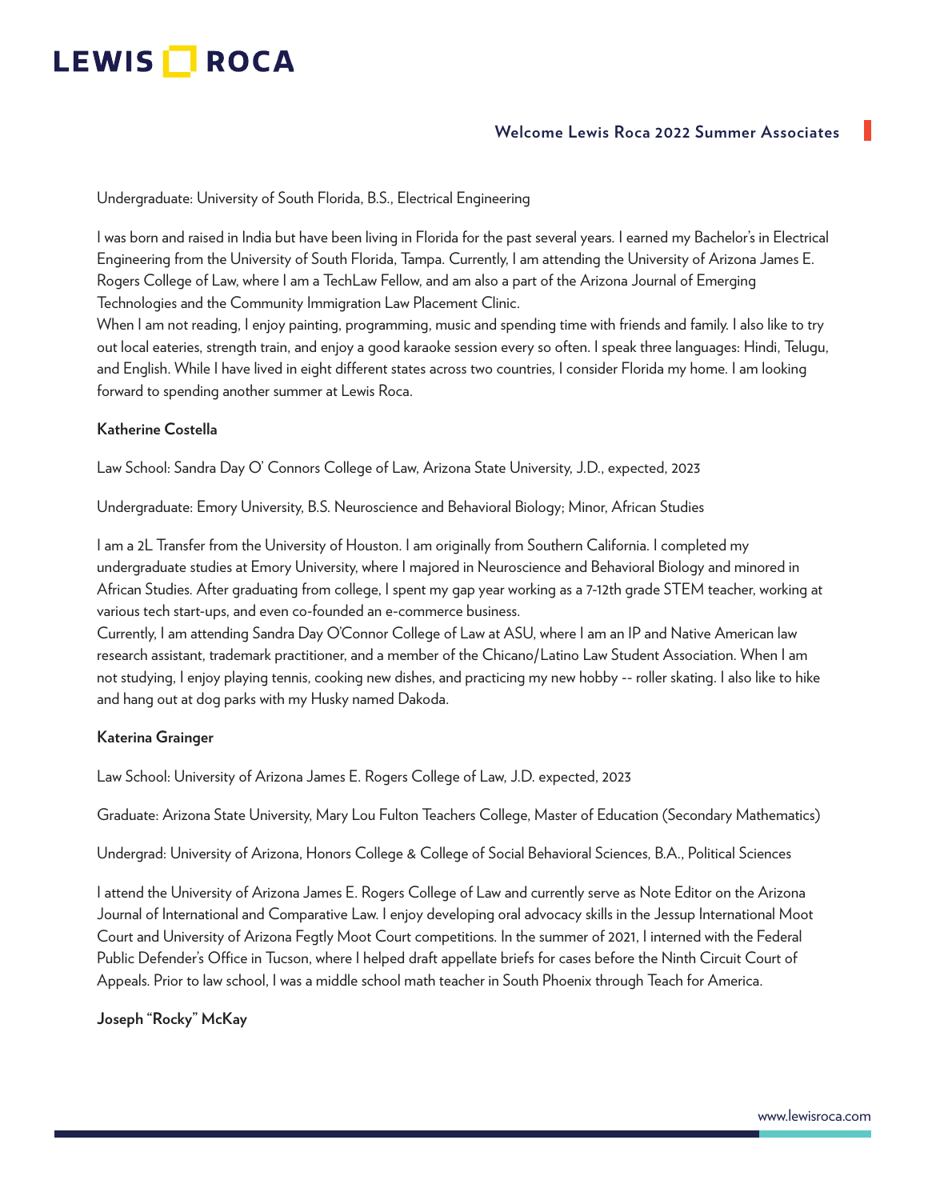Undergraduate: University of South Florida, B.S., Electrical Engineering

I was born and raised in India but have been living in Florida for the past several years. I earned my Bachelor's in Electrical Engineering from the University of South Florida, Tampa. Currently, I am attending the University of Arizona James E. Rogers College of Law, where I am a TechLaw Fellow, and am also a part of the Arizona Journal of Emerging Technologies and the Community Immigration Law Placement Clinic.
When I am not reading, I enjoy painting, programming, music and spending time with friends and family. I also like to try out local eateries, strength train, and enjoy a good karaoke session every so often. I speak three languages: Hindi, Telugu, and English. While I have lived in eight different states across two countries, I consider Florida my home. I am looking forward to spending another summer at Lewis Roca.

**Katherine Costella**

Law School: Sandra Day O' Connors College of Law, Arizona State University, J.D., expected, 2023

Undergraduate: Emory University, B.S. Neuroscience and Behavioral Biology; Minor, African Studies

I am a 2L Transfer from the University of Houston. I am originally from Southern California. I completed my undergraduate studies at Emory University, where I majored in Neuroscience and Behavioral Biology and minored in African Studies. After graduating from college, I spent my gap year working as a 7-12th grade STEM teacher, working at various tech start-ups, and even co-founded an e-commerce business.
Currently, I am attending Sandra Day O'Connor College of Law at ASU, where I am an IP and Native American law research assistant, trademark practitioner, and a member of the Chicano/Latino Law Student Association. When I am not studying, I enjoy playing tennis, cooking new dishes, and practicing my new hobby -- roller skating. I also like to hike and hang out at dog parks with my Husky named Dakoda.

**Katerina Grainger**

Law School: University of Arizona James E. Rogers College of Law, J.D. expected, 2023

Graduate: Arizona State University, Mary Lou Fulton Teachers College, Master of Education (Secondary Mathematics)

Undergrad: University of Arizona, Honors College & College of Social Behavioral Sciences, B.A., Political Sciences

I attend the University of Arizona James E. Rogers College of Law and currently serve as Note Editor on the Arizona Journal of International and Comparative Law. I enjoy developing oral advocacy skills in the Jessup International Moot Court and University of Arizona Fegtly Moot Court competitions. In the summer of 2021, I interned with the Federal Public Defender's Office in Tucson, where I helped draft appellate briefs for cases before the Ninth Circuit Court of Appeals. Prior to law school, I was a middle school math teacher in South Phoenix through Teach for America.

**Joseph "Rocky" McKay**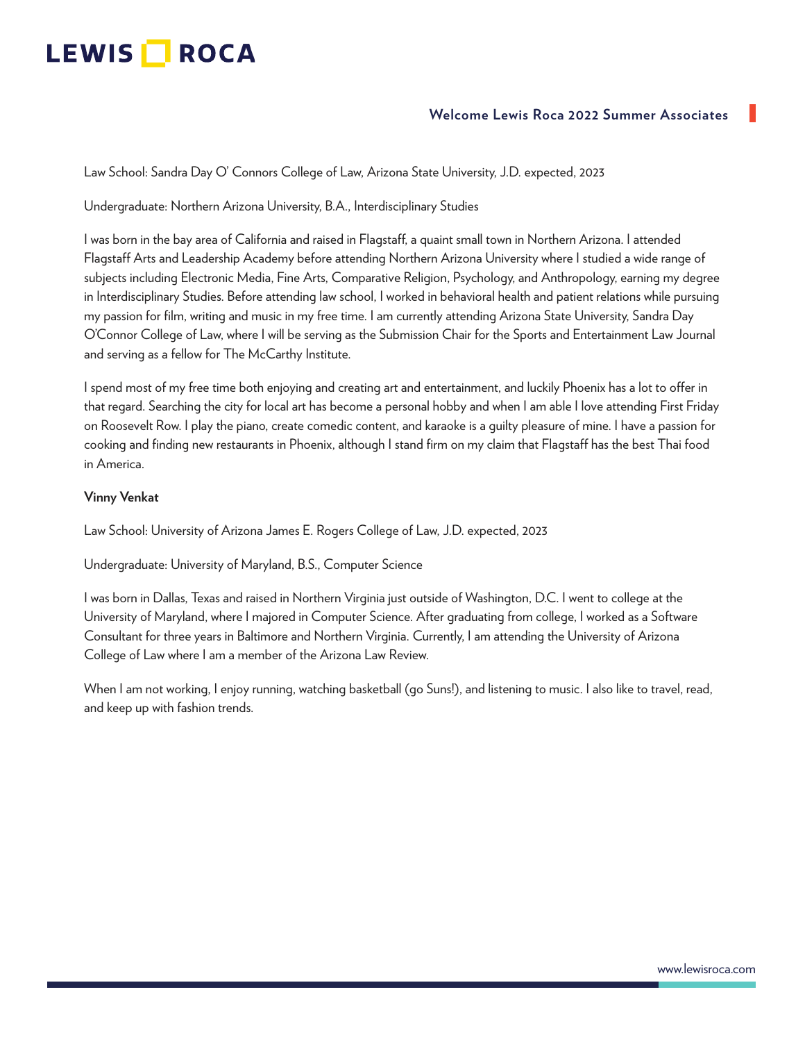Law School: Sandra Day O' Connors College of Law, Arizona State University, J.D. expected, 2023

Undergraduate: Northern Arizona University, B.A., Interdisciplinary Studies

I was born in the bay area of California and raised in Flagstaff, a quaint small town in Northern Arizona. I attended Flagstaff Arts and Leadership Academy before attending Northern Arizona University where I studied a wide range of subjects including Electronic Media, Fine Arts, Comparative Religion, Psychology, and Anthropology, earning my degree in Interdisciplinary Studies. Before attending law school, I worked in behavioral health and patient relations while pursuing my passion for film, writing and music in my free time. I am currently attending Arizona State University, Sandra Day O'Connor College of Law, where I will be serving as the Submission Chair for the Sports and Entertainment Law Journal and serving as a fellow for The McCarthy Institute.

I spend most of my free time both enjoying and creating art and entertainment, and luckily Phoenix has a lot to offer in that regard. Searching the city for local art has become a personal hobby and when I am able I love attending First Friday on Roosevelt Row. I play the piano, create comedic content, and karaoke is a guilty pleasure of mine. I have a passion for cooking and finding new restaurants in Phoenix, although I stand firm on my claim that Flagstaff has the best Thai food in America.

**Vinny Venkat**

Law School: University of Arizona James E. Rogers College of Law, J.D. expected, 2023

Undergraduate: University of Maryland, B.S., Computer Science

I was born in Dallas, Texas and raised in Northern Virginia just outside of Washington, D.C. I went to college at the University of Maryland, where I majored in Computer Science. After graduating from college, I worked as a Software Consultant for three years in Baltimore and Northern Virginia. Currently, I am attending the University of Arizona College of Law where I am a member of the Arizona Law Review.

When I am not working, I enjoy running, watching basketball (go Suns!), and listening to music. I also like to travel, read, and keep up with fashion trends.